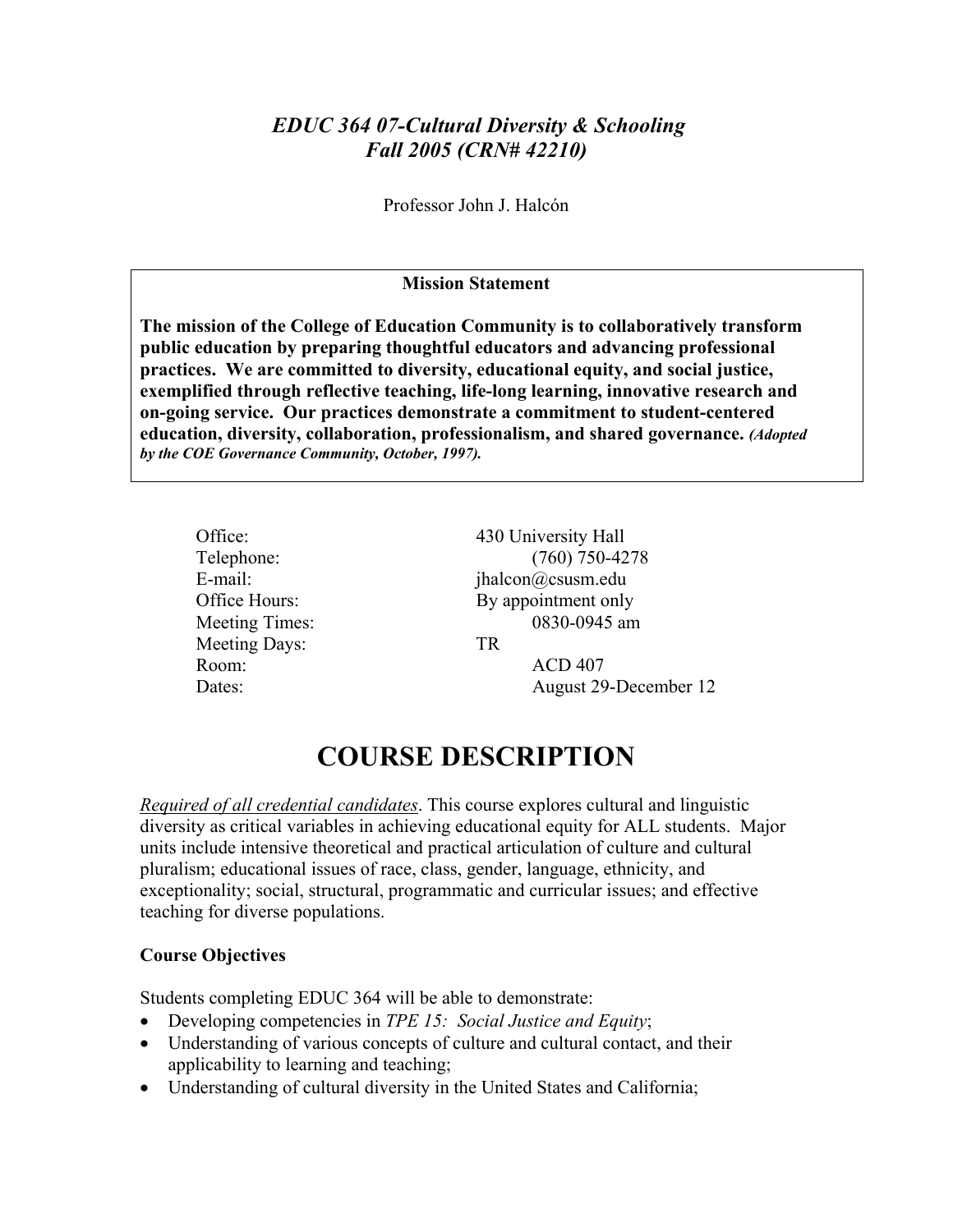*EDUC 364 07-Cultural Diversity & Schooling*
*Fall 2005 (CRN# 42210)*

Professor John J. Halcón

**Mission Statement**

**The mission of the College of Education Community is to collaboratively transform public education by preparing thoughtful educators and advancing professional practices. We are committed to diversity, educational equity, and social justice, exemplified through reflective teaching, life-long learning, innovative research and on-going service. Our practices demonstrate a commitment to student-centered education, diversity, collaboration, professionalism, and shared governance.** ***(Adopted by the COE Governance Community, October, 1997).***

| | |
|---|---|
| Office: | 430 University Hall |
| Telephone: | (760) 750-4278 |
| E-mail: | jhalcon@csusm.edu |
| Office Hours: | By appointment only |
| Meeting Times: | 0830-0945 am |
| Meeting Days: | TR |
| Room: | ACD 407 |
| Dates: | August 29-December 12 |

# COURSE DESCRIPTION

Required of all credential candidates. This course explores cultural and linguistic diversity as critical variables in achieving educational equity for ALL students. Major units include intensive theoretical and practical articulation of culture and cultural pluralism; educational issues of race, class, gender, language, ethnicity, and exceptionality; social, structural, programmatic and curricular issues; and effective teaching for diverse populations.

**Course Objectives**

Students completing EDUC 364 will be able to demonstrate:

- Developing competencies in *TPE 15: Social Justice and Equity*;
- Understanding of various concepts of culture and cultural contact, and their applicability to learning and teaching;
- Understanding of cultural diversity in the United States and California;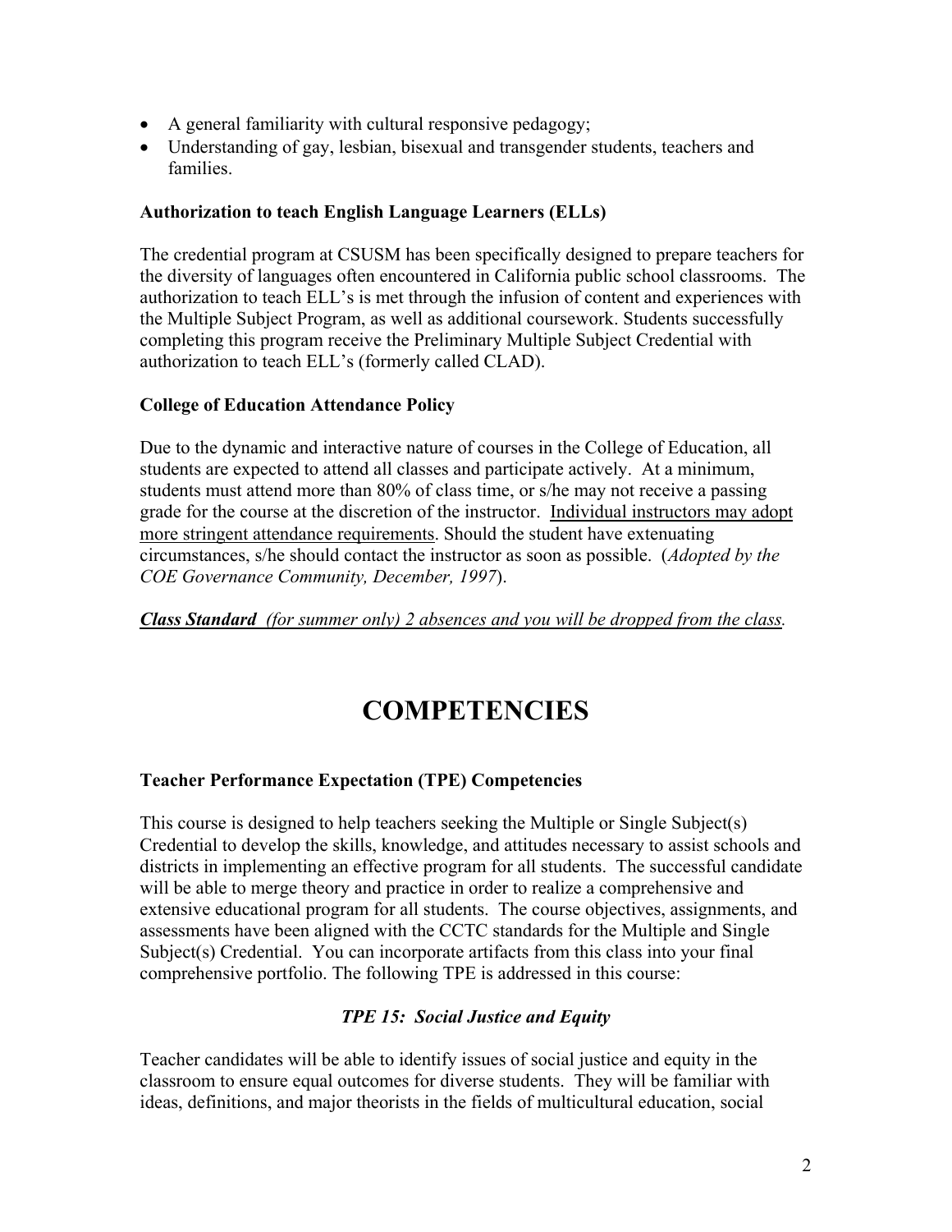- A general familiarity with cultural responsive pedagogy;
- Understanding of gay, lesbian, bisexual and transgender students, teachers and families.

**Authorization to teach English Language Learners (ELLs)**

The credential program at CSUSM has been specifically designed to prepare teachers for the diversity of languages often encountered in California public school classrooms. The authorization to teach ELL's is met through the infusion of content and experiences with the Multiple Subject Program, as well as additional coursework. Students successfully completing this program receive the Preliminary Multiple Subject Credential with authorization to teach ELL's (formerly called CLAD).

**College of Education Attendance Policy**

Due to the dynamic and interactive nature of courses in the College of Education, all students are expected to attend all classes and participate actively. At a minimum, students must attend more than 80% of class time, or s/he may not receive a passing grade for the course at the discretion of the instructor. <u>Individual instructors may adopt more stringent attendance requirements</u>. Should the student have extenuating circumstances, s/he should contact the instructor as soon as possible. (*Adopted by the COE Governance Community, December, 1997*).

***<u>Class Standard</u>*** *<u>(for summer only) 2 absences and you will be dropped from the class</u>.*

# COMPETENCIES

**Teacher Performance Expectation (TPE) Competencies**

This course is designed to help teachers seeking the Multiple or Single Subject(s) Credential to develop the skills, knowledge, and attitudes necessary to assist schools and districts in implementing an effective program for all students. The successful candidate will be able to merge theory and practice in order to realize a comprehensive and extensive educational program for all students. The course objectives, assignments, and assessments have been aligned with the CCTC standards for the Multiple and Single Subject(s) Credential. You can incorporate artifacts from this class into your final comprehensive portfolio. The following TPE is addressed in this course:

***TPE 15: Social Justice and Equity***

Teacher candidates will be able to identify issues of social justice and equity in the classroom to ensure equal outcomes for diverse students. They will be familiar with ideas, definitions, and major theorists in the fields of multicultural education, social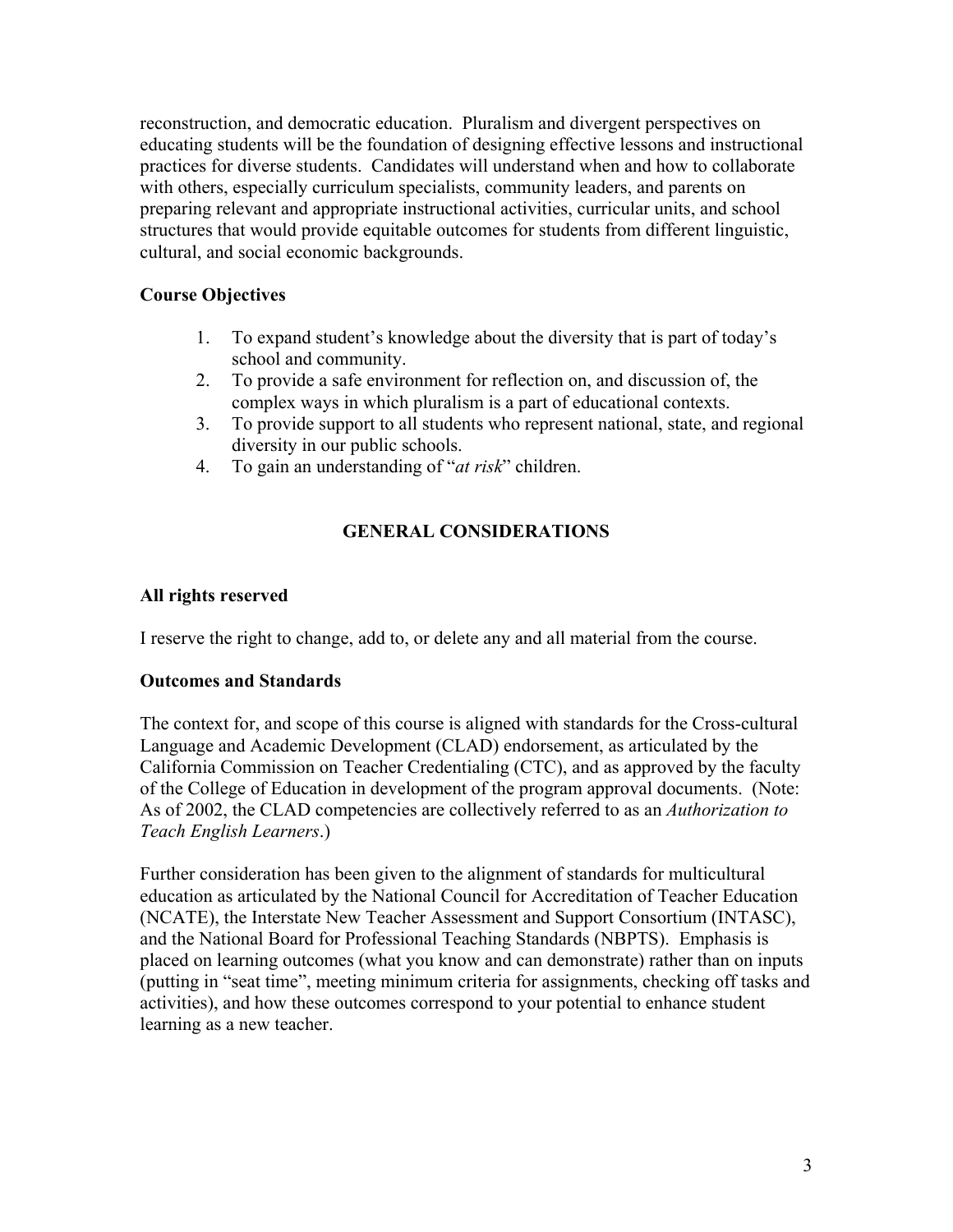reconstruction, and democratic education. Pluralism and divergent perspectives on educating students will be the foundation of designing effective lessons and instructional practices for diverse students. Candidates will understand when and how to collaborate with others, especially curriculum specialists, community leaders, and parents on preparing relevant and appropriate instructional activities, curricular units, and school structures that would provide equitable outcomes for students from different linguistic, cultural, and social economic backgrounds.

### Course Objectives

1. To expand student's knowledge about the diversity that is part of today's school and community.
2. To provide a safe environment for reflection on, and discussion of, the complex ways in which pluralism is a part of educational contexts.
3. To provide support to all students who represent national, state, and regional diversity in our public schools.
4. To gain an understanding of "*at risk*" children.

## GENERAL CONSIDERATIONS

### All rights reserved

I reserve the right to change, add to, or delete any and all material from the course.

### Outcomes and Standards

The context for, and scope of this course is aligned with standards for the Cross-cultural Language and Academic Development (CLAD) endorsement, as articulated by the California Commission on Teacher Credentialing (CTC), and as approved by the faculty of the College of Education in development of the program approval documents. (Note: As of 2002, the CLAD competencies are collectively referred to as an *Authorization to Teach English Learners*.)

Further consideration has been given to the alignment of standards for multicultural education as articulated by the National Council for Accreditation of Teacher Education (NCATE), the Interstate New Teacher Assessment and Support Consortium (INTASC), and the National Board for Professional Teaching Standards (NBPTS). Emphasis is placed on learning outcomes (what you know and can demonstrate) rather than on inputs (putting in "seat time", meeting minimum criteria for assignments, checking off tasks and activities), and how these outcomes correspond to your potential to enhance student learning as a new teacher.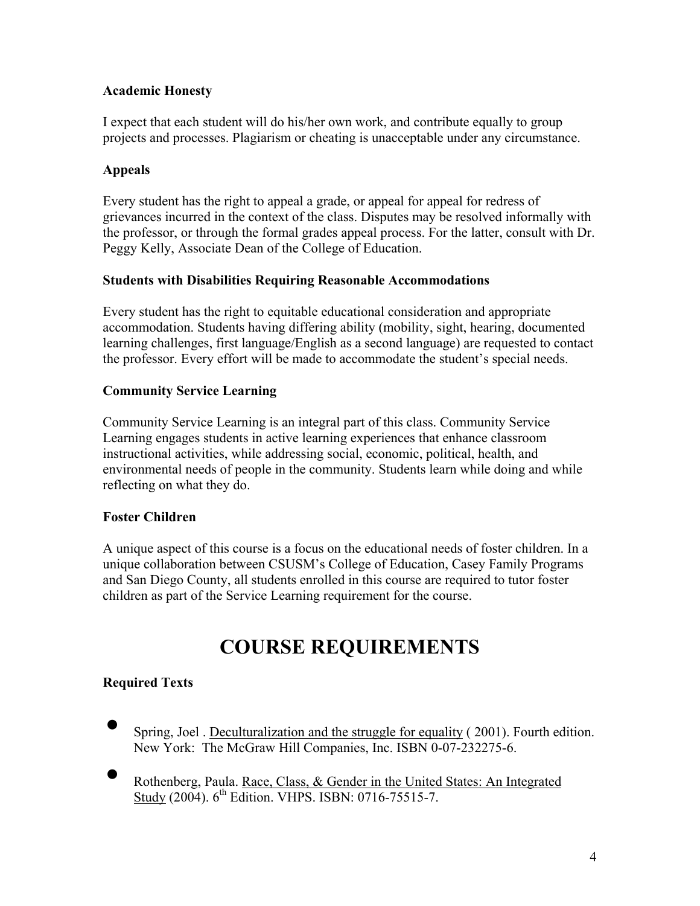### Academic Honesty

I expect that each student will do his/her own work, and contribute equally to group projects and processes. Plagiarism or cheating is unacceptable under any circumstance.

### Appeals

Every student has the right to appeal a grade, or appeal for appeal for redress of grievances incurred in the context of the class. Disputes may be resolved informally with the professor, or through the formal grades appeal process. For the latter, consult with Dr. Peggy Kelly, Associate Dean of the College of Education.

### Students with Disabilities Requiring Reasonable Accommodations

Every student has the right to equitable educational consideration and appropriate accommodation. Students having differing ability (mobility, sight, hearing, documented learning challenges, first language/English as a second language) are requested to contact the professor. Every effort will be made to accommodate the student's special needs.

### Community Service Learning

Community Service Learning is an integral part of this class. Community Service Learning engages students in active learning experiences that enhance classroom instructional activities, while addressing social, economic, political, health, and environmental needs of people in the community. Students learn while doing and while reflecting on what they do.

### Foster Children

A unique aspect of this course is a focus on the educational needs of foster children. In a unique collaboration between CSUSM's College of Education, Casey Family Programs and San Diego County, all students enrolled in this course are required to tutor foster children as part of the Service Learning requirement for the course.

# COURSE REQUIREMENTS

### Required Texts

- Spring, Joel . Deculturalization and the struggle for equality ( 2001). Fourth edition. New York: The McGraw Hill Companies, Inc. ISBN 0-07-232275-6.
- Rothenberg, Paula. Race, Class, & Gender in the United States: An Integrated Study (2004). 6th Edition. VHPS. ISBN: 0716-75515-7.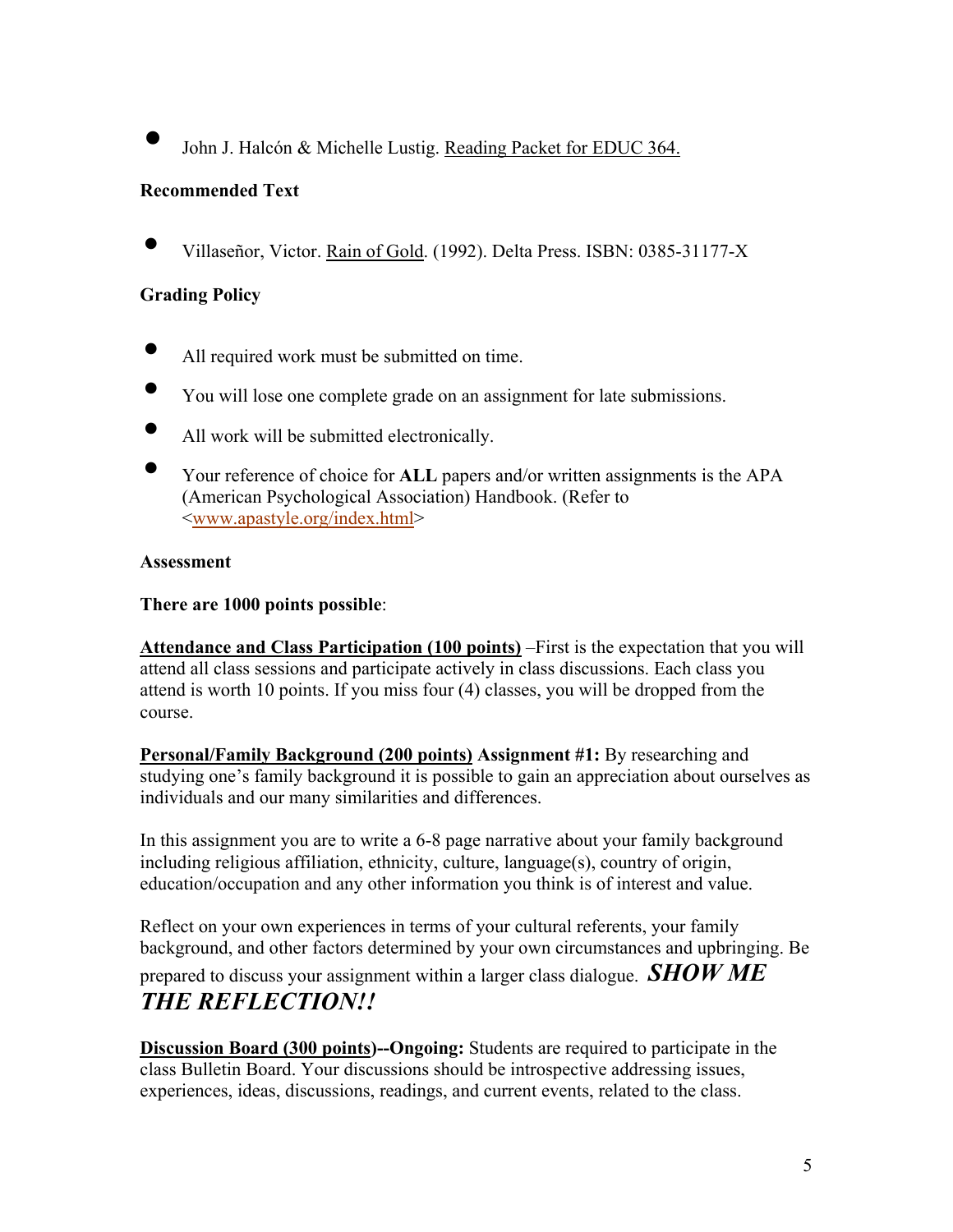- John J. Halcón & Michelle Lustig. <u>Reading Packet for EDUC 364.</u>

**Recommended Text**

- Villaseñor, Victor. <u>Rain of Gold</u>. (1992). Delta Press. ISBN: 0385-31177-X

**Grading Policy**

- All required work must be submitted on time.
- You will lose one complete grade on an assignment for late submissions.
- All work will be submitted electronically.
- Your reference of choice for **ALL** papers and/or written assignments is the APA (American Psychological Association) Handbook. (Refer to <www.apastyle.org/index.html>)

**Assessment**

**There are 1000 points possible**:

**<u>Attendance and Class Participation (100 points)</u>** –First is the expectation that you will attend all class sessions and participate actively in class discussions. Each class you attend is worth 10 points. If you miss four (4) classes, you will be dropped from the course.

**<u>Personal/Family Background (200 points)</u> Assignment #1:** By researching and studying one's family background it is possible to gain an appreciation about ourselves as individuals and our many similarities and differences.

In this assignment you are to write a 6-8 page narrative about your family background including religious affiliation, ethnicity, culture, language(s), country of origin, education/occupation and any other information you think is of interest and value.

Reflect on your own experiences in terms of your cultural referents, your family background, and other factors determined by your own circumstances and upbringing. Be prepared to discuss your assignment within a larger class dialogue. ***SHOW ME THE REFLECTION!!***

**<u>Discussion Board (300 points</u>)--Ongoing:** Students are required to participate in the class Bulletin Board. Your discussions should be introspective addressing issues, experiences, ideas, discussions, readings, and current events, related to the class.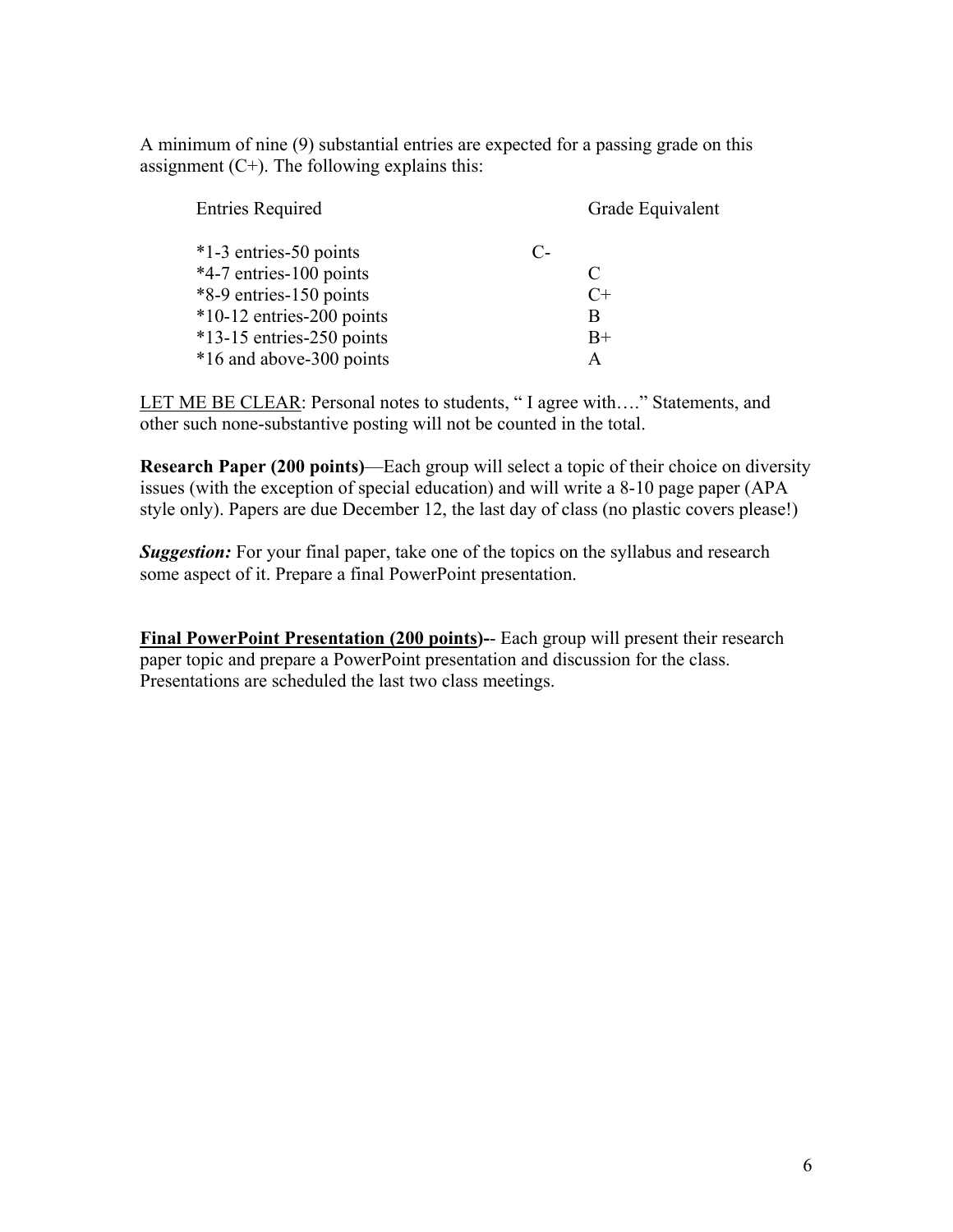A minimum of nine (9) substantial entries are expected for a passing grade on this assignment (C+). The following explains this:

| Entries Required | Grade Equivalent |
| --- | --- |
| *1-3 entries-50 points | C- |
| *4-7 entries-100 points | C |
| *8-9 entries-150 points | C+ |
| *10-12 entries-200 points | B |
| *13-15 entries-250 points | B+ |
| *16 and above-300 points | A |

<u>LET ME BE CLEAR</u>: Personal notes to students, " I agree with…." Statements, and other such none-substantive posting will not be counted in the total.

**Research Paper (200 points)**—Each group will select a topic of their choice on diversity issues (with the exception of special education) and will write a 8-10 page paper (APA style only). Papers are due December 12, the last day of class (no plastic covers please!)

***Suggestion:*** For your final paper, take one of the topics on the syllabus and research some aspect of it. Prepare a final PowerPoint presentation.

**<u>Final PowerPoint Presentation (200 points)</u>--** Each group will present their research paper topic and prepare a PowerPoint presentation and discussion for the class. Presentations are scheduled the last two class meetings.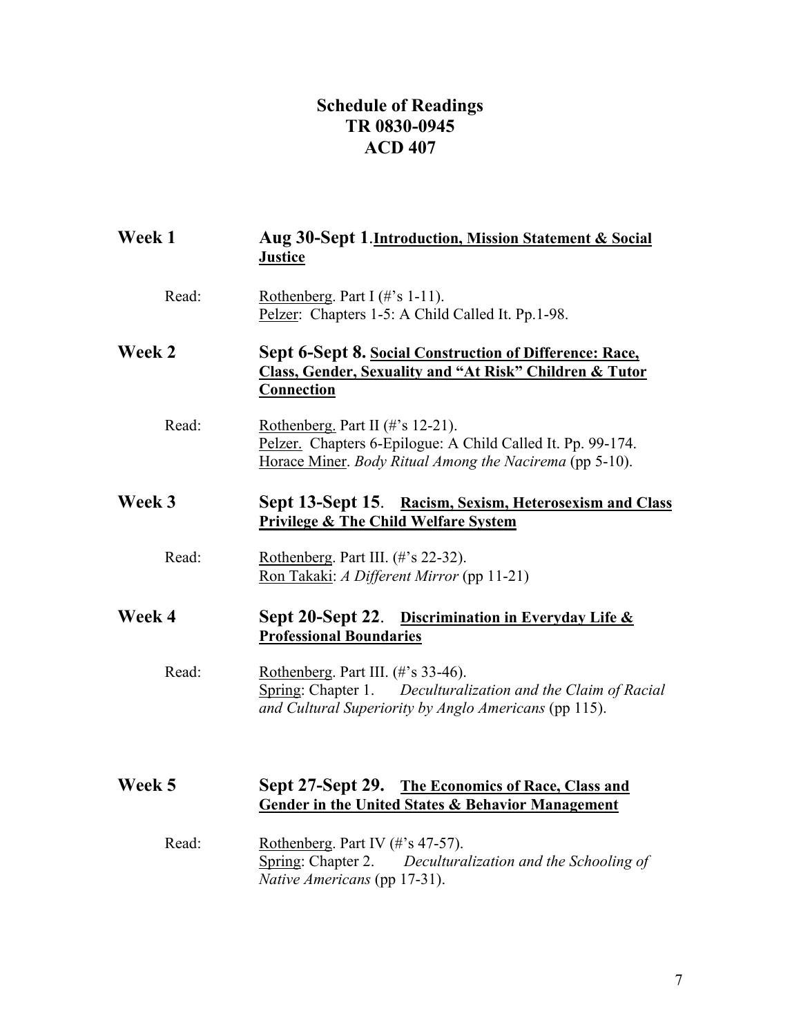# Schedule of Readings
## TR 0830-0945
## ACD 407

**Week 1** **Aug 30-Sept 1**.**Introduction, Mission Statement & Social Justice**

Read: Rothenberg. Part I (#'s 1-11).
Pelzer: Chapters 1-5: A Child Called It. Pp.1-98.

**Week 2** **Sept 6-Sept 8. Social Construction of Difference: Race, Class, Gender, Sexuality and "At Risk" Children & Tutor Connection**

Read: Rothenberg. Part II (#'s 12-21).
Pelzer. Chapters 6-Epilogue: A Child Called It. Pp. 99-174.
Horace Miner. *Body Ritual Among the Nacirema* (pp 5-10).

**Week 3** **Sept 13-Sept 15**. **Racism, Sexism, Heterosexism and Class Privilege & The Child Welfare System**

Read: Rothenberg. Part III. (#'s 22-32).
Ron Takaki: *A Different Mirror* (pp 11-21)

**Week 4** **Sept 20-Sept 22**. **Discrimination in Everyday Life & Professional Boundaries**

Read: Rothenberg. Part III. (#'s 33-46).
Spring: Chapter 1. *Deculturalization and the Claim of Racial and Cultural Superiority by Anglo Americans* (pp 115).

**Week 5** **Sept 27-Sept 29. The Economics of Race, Class and Gender in the United States & Behavior Management**

Read: Rothenberg. Part IV (#'s 47-57).
Spring: Chapter 2. *Deculturalization and the Schooling of Native Americans* (pp 17-31).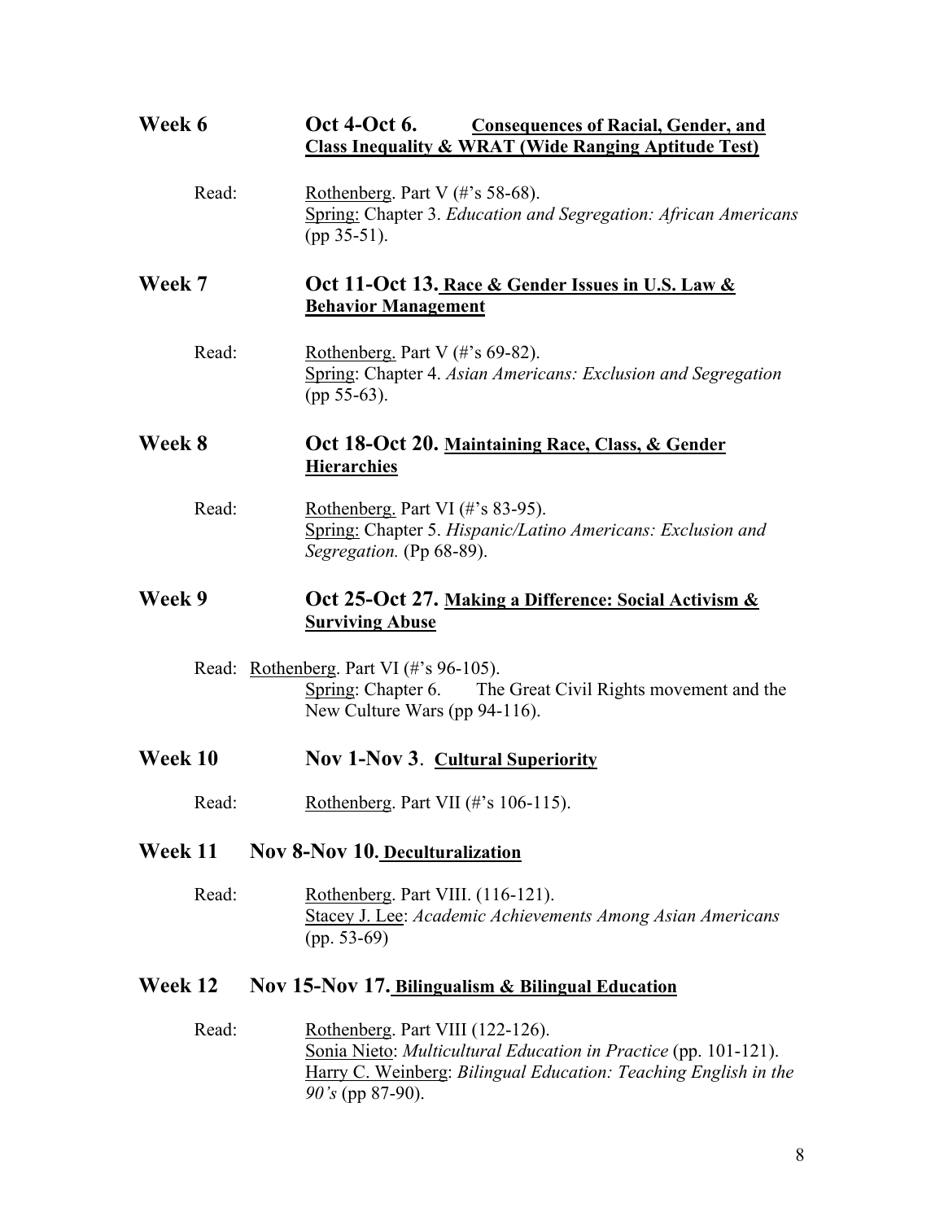**Week 6** **Oct 4-Oct 6.** **<u>Consequences of Racial, Gender, and Class Inequality & WRAT (Wide Ranging Aptitude Test)</u>**

Read: <u>Rothenberg</u>. Part V (#'s 58-68).
<u>Spring:</u> Chapter 3. *Education and Segregation: African Americans* (pp 35-51).

**Week 7** **Oct 11-Oct 13. <u>Race & Gender Issues in U.S. Law & Behavior Management</u>**

Read: <u>Rothenberg.</u> Part V (#'s 69-82).
<u>Spring</u>: Chapter 4. *Asian Americans: Exclusion and Segregation* (pp 55-63).

**Week 8** **Oct 18-Oct 20. <u>Maintaining Race, Class, & Gender Hierarchies</u>**

Read: <u>Rothenberg.</u> Part VI (#'s 83-95).
<u>Spring:</u> Chapter 5. *Hispanic/Latino Americans: Exclusion and Segregation.* (Pp 68-89).

**Week 9** **Oct 25-Oct 27. <u>Making a Difference: Social Activism & Surviving Abuse</u>**

Read: <u>Rothenberg</u>. Part VI (#'s 96-105).
<u>Spring</u>: Chapter 6. The Great Civil Rights movement and the New Culture Wars (pp 94-116).

**Week 10** **Nov 1-Nov 3**. **<u>Cultural Superiority</u>**

Read: <u>Rothenberg</u>. Part VII (#'s 106-115).

**Week 11** **Nov 8-Nov 10. <u>Deculturalization</u>**

Read: <u>Rothenberg</u>. Part VIII. (116-121).
<u>Stacey J. Lee</u>: *Academic Achievements Among Asian Americans* (pp. 53-69)

**Week 12** **Nov 15-Nov 17. <u>Bilingualism & Bilingual Education</u>**

Read: <u>Rothenberg</u>. Part VIII (122-126).
<u>Sonia Nieto</u>: *Multicultural Education in Practice* (pp. 101-121).
<u>Harry C. Weinberg</u>: *Bilingual Education: Teaching English in the 90's* (pp 87-90).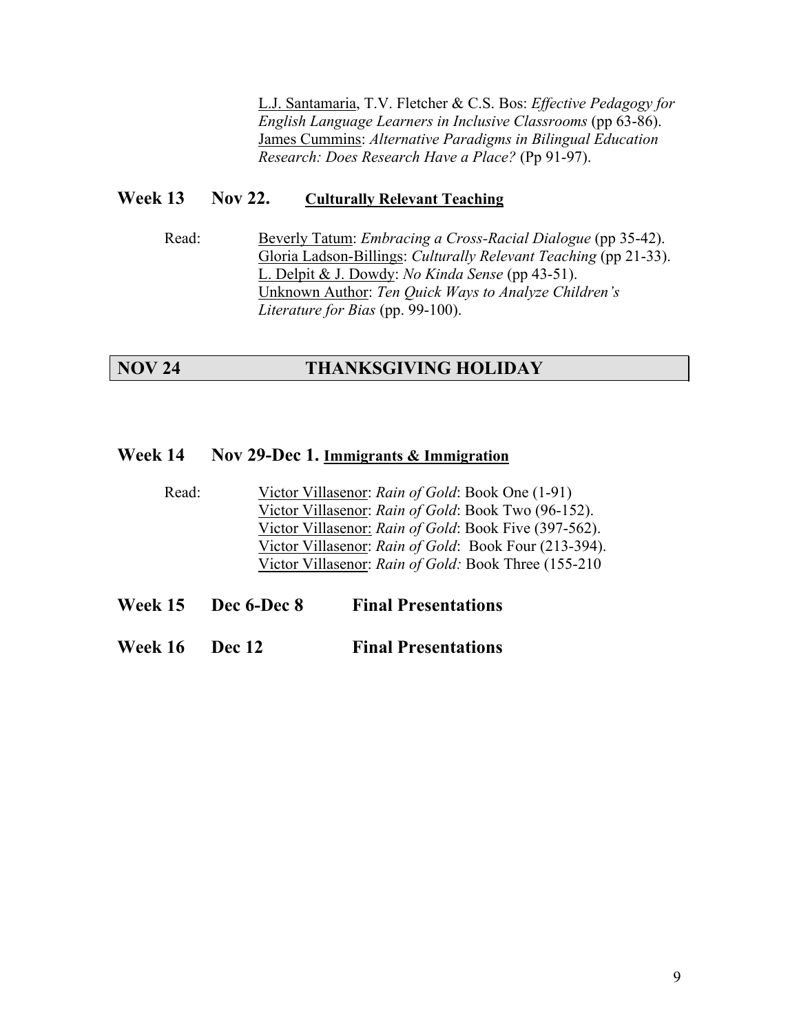L.J. Santamaria, T.V. Fletcher & C.S. Bos: *Effective Pedagogy for English Language Learners in Inclusive Classrooms* (pp 63-86).
James Cummins: *Alternative Paradigms in Bilingual Education Research: Does Research Have a Place?* (Pp 91-97).

### Week 13 Nov 22. Culturally Relevant Teaching

Read:
Beverly Tatum: *Embracing a Cross-Racial Dialogue* (pp 35-42).
Gloria Ladson-Billings: *Culturally Relevant Teaching* (pp 21-33).
L. Delpit & J. Dowdy: *No Kinda Sense* (pp 43-51).
Unknown Author: *Ten Quick Ways to Analyze Children's Literature for Bias* (pp. 99-100).

### NOV 24 THANKSGIVING HOLIDAY

### Week 14 Nov 29-Dec 1. Immigrants & Immigration

Read:
Victor Villasenor: *Rain of Gold*: Book One (1-91)
Victor Villasenor: *Rain of Gold*: Book Two (96-152).
Victor Villasenor: *Rain of Gold*: Book Five (397-562).
Victor Villasenor: *Rain of Gold*: Book Four (213-394).
Victor Villasenor: *Rain of Gold:* Book Three (155-210

### Week 15 Dec 6-Dec 8 Final Presentations

### Week 16 Dec 12 Final Presentations